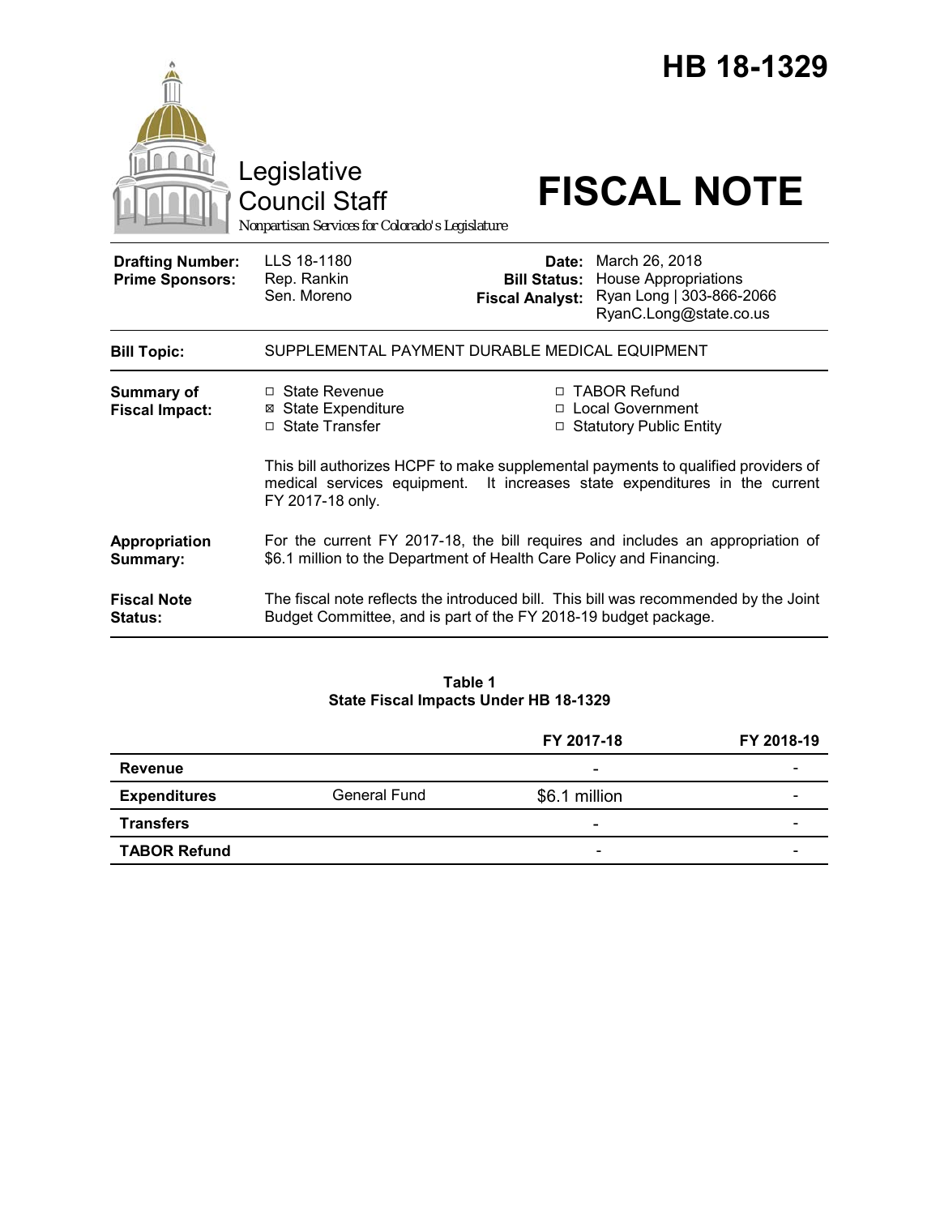# HB 18-1329

Legislative Council Staff

*Nonpartisan Services for Colorado's Legislature*

# FISCAL NOTE

| | | | |
|---|---|---|---|
| **Drafting Number:** | LLS 18-1180 | **Date:** | March 26, 2018 |
| **Prime Sponsors:** | Rep. Rankin<br>Sen. Moreno | **Bill Status:** | House Appropriations |
| | | **Fiscal Analyst:** | Ryan Long \| 303-866-2066<br>RyanC.Long@state.co.us |

**Bill Topic:** SUPPLEMENTAL PAYMENT DURABLE MEDICAL EQUIPMENT

**Summary of Fiscal Impact:**

- ☐ State Revenue
- ☒ State Expenditure
- ☐ State Transfer
- ☐ TABOR Refund
- ☐ Local Government
- ☐ Statutory Public Entity

This bill authorizes HCPF to make supplemental payments to qualified providers of medical services equipment. It increases state expenditures in the current FY 2017-18 only.

**Appropriation Summary:** For the current FY 2017-18, the bill requires and includes an appropriation of $6.1 million to the Department of Health Care Policy and Financing.

**Fiscal Note Status:** The fiscal note reflects the introduced bill. This bill was recommended by the Joint Budget Committee, and is part of the FY 2018-19 budget package.

**Table 1**
**State Fiscal Impacts Under HB 18-1329**

| | | FY 2017-18 | FY 2018-19 |
|---|---|---|---|
| **Revenue** | | - | - |
| **Expenditures** | General Fund | $6.1 million | - |
| **Transfers** | | - | - |
| **TABOR Refund** | | - | - |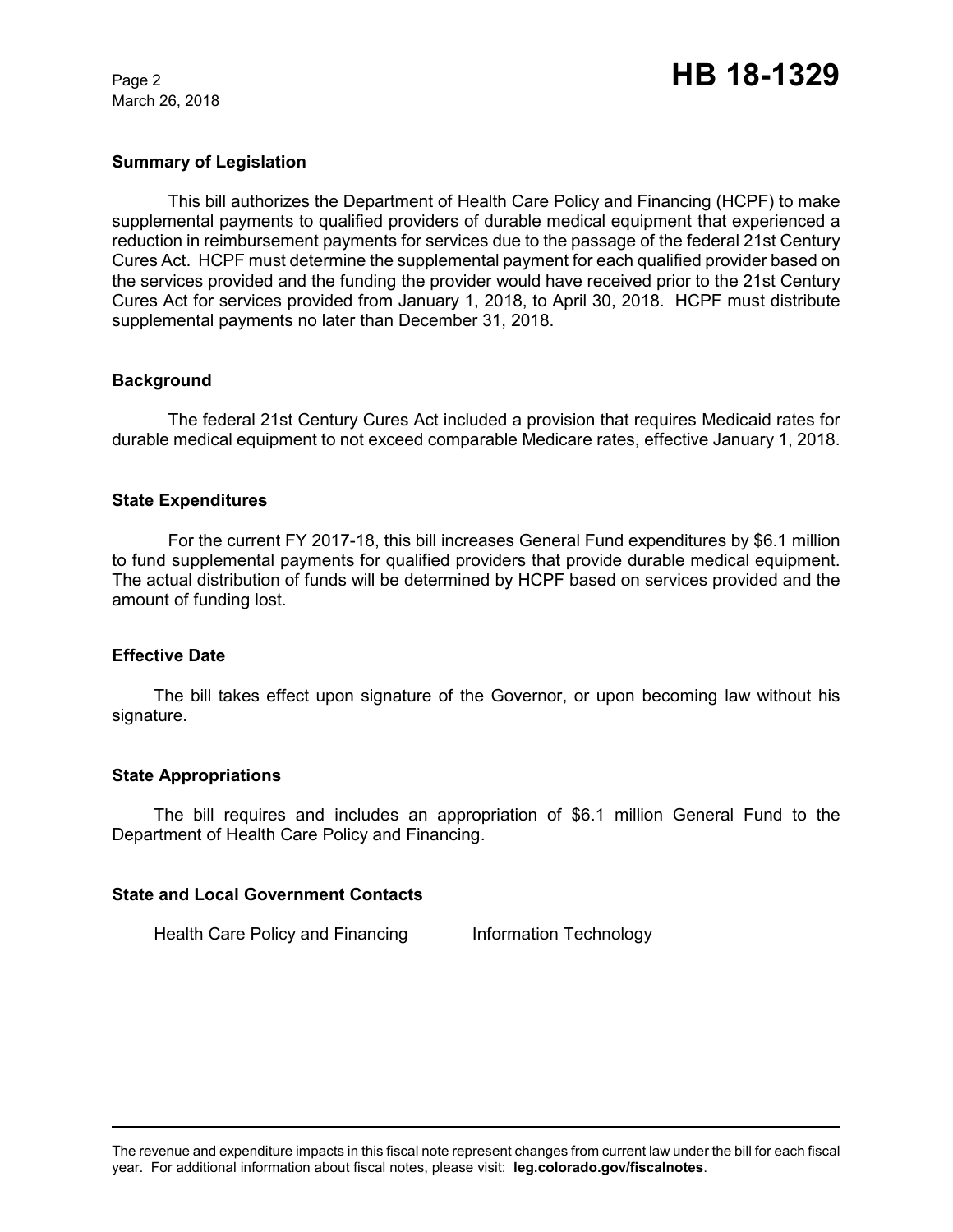### Summary of Legislation

This bill authorizes the Department of Health Care Policy and Financing (HCPF) to make supplemental payments to qualified providers of durable medical equipment that experienced a reduction in reimbursement payments for services due to the passage of the federal 21st Century Cures Act. HCPF must determine the supplemental payment for each qualified provider based on the services provided and the funding the provider would have received prior to the 21st Century Cures Act for services provided from January 1, 2018, to April 30, 2018. HCPF must distribute supplemental payments no later than December 31, 2018.

### Background

The federal 21st Century Cures Act included a provision that requires Medicaid rates for durable medical equipment to not exceed comparable Medicare rates, effective January 1, 2018.

### State Expenditures

For the current FY 2017-18, this bill increases General Fund expenditures by $6.1 million to fund supplemental payments for qualified providers that provide durable medical equipment. The actual distribution of funds will be determined by HCPF based on services provided and the amount of funding lost.

### Effective Date

The bill takes effect upon signature of the Governor, or upon becoming law without his signature.

### State Appropriations

The bill requires and includes an appropriation of $6.1 million General Fund to the Department of Health Care Policy and Financing.

### State and Local Government Contacts

Health Care Policy and Financing    Information Technology

The revenue and expenditure impacts in this fiscal note represent changes from current law under the bill for each fiscal year. For additional information about fiscal notes, please visit: **leg.colorado.gov/fiscalnotes**.